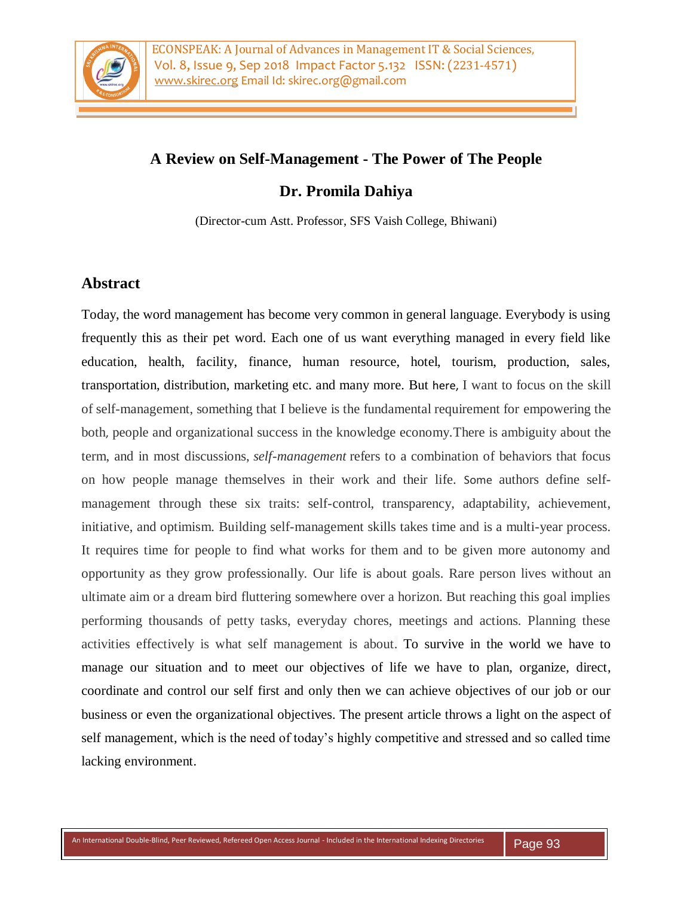# A Review on Self-Management - The Power of The People

## Dr. Promila Dahiya

(Director-cum Astt. Professor, SFS Vaish College, Bhiwani)

## Abstract

Today, the word management has become very common in general language. Everybody is using frequently this as their pet word. Each one of us want everything managed in every field like education, health, facility, finance, human resource, hotel, tourism, production, sales, transportation, distribution, marketing etc. and many more. But here, I want to focus on the skill of self-management, something that I believe is the fundamental requirement for empowering the both, people and organizational success in the knowledge economy.There is ambiguity about the term, and in most discussions, *self-management* refers to a combination of behaviors that focus on how people manage themselves in their work and their life. Some authors define self-management through these six traits: self-control, transparency, adaptability, achievement, initiative, and optimism. Building self-management skills takes time and is a multi-year process. It requires time for people to find what works for them and to be given more autonomy and opportunity as they grow professionally. Our life is about goals. Rare person lives without an ultimate aim or a dream bird fluttering somewhere over a horizon. But reaching this goal implies performing thousands of petty tasks, everyday chores, meetings and actions. Planning these activities effectively is what self management is about. To survive in the world we have to manage our situation and to meet our objectives of life we have to plan, organize, direct, coordinate and control our self first and only then we can achieve objectives of our job or our business or even the organizational objectives. The present article throws a light on the aspect of self management, which is the need of today's highly competitive and stressed and so called time lacking environment.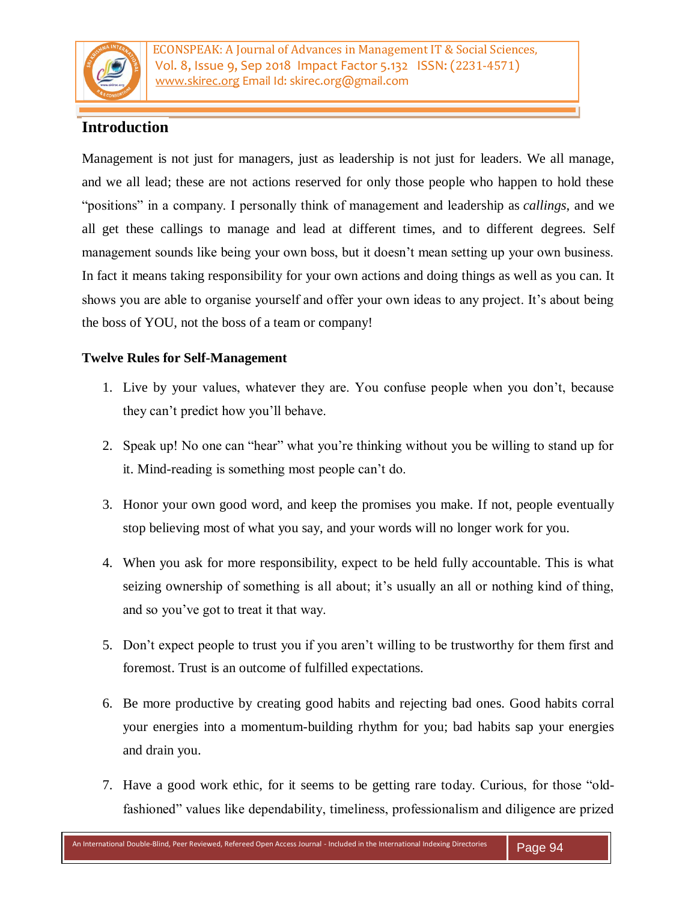## Introduction

Management is not just for managers, just as leadership is not just for leaders. We all manage, and we all lead; these are not actions reserved for only those people who happen to hold these "positions" in a company. I personally think of management and leadership as *callings*, and we all get these callings to manage and lead at different times, and to different degrees. Self management sounds like being your own boss, but it doesn't mean setting up your own business. In fact it means taking responsibility for your own actions and doing things as well as you can. It shows you are able to organise yourself and offer your own ideas to any project. It's about being the boss of YOU, not the boss of a team or company!

### Twelve Rules for Self-Management

1. Live by your values, whatever they are. You confuse people when you don't, because they can't predict how you'll behave.

2. Speak up! No one can "hear" what you're thinking without you be willing to stand up for it. Mind-reading is something most people can't do.

3. Honor your own good word, and keep the promises you make. If not, people eventually stop believing most of what you say, and your words will no longer work for you.

4. When you ask for more responsibility, expect to be held fully accountable. This is what seizing ownership of something is all about; it's usually an all or nothing kind of thing, and so you've got to treat it that way.

5. Don't expect people to trust you if you aren't willing to be trustworthy for them first and foremost. Trust is an outcome of fulfilled expectations.

6. Be more productive by creating good habits and rejecting bad ones. Good habits corral your energies into a momentum-building rhythm for you; bad habits sap your energies and drain you.

7. Have a good work ethic, for it seems to be getting rare today. Curious, for those "old-fashioned" values like dependability, timeliness, professionalism and diligence are prized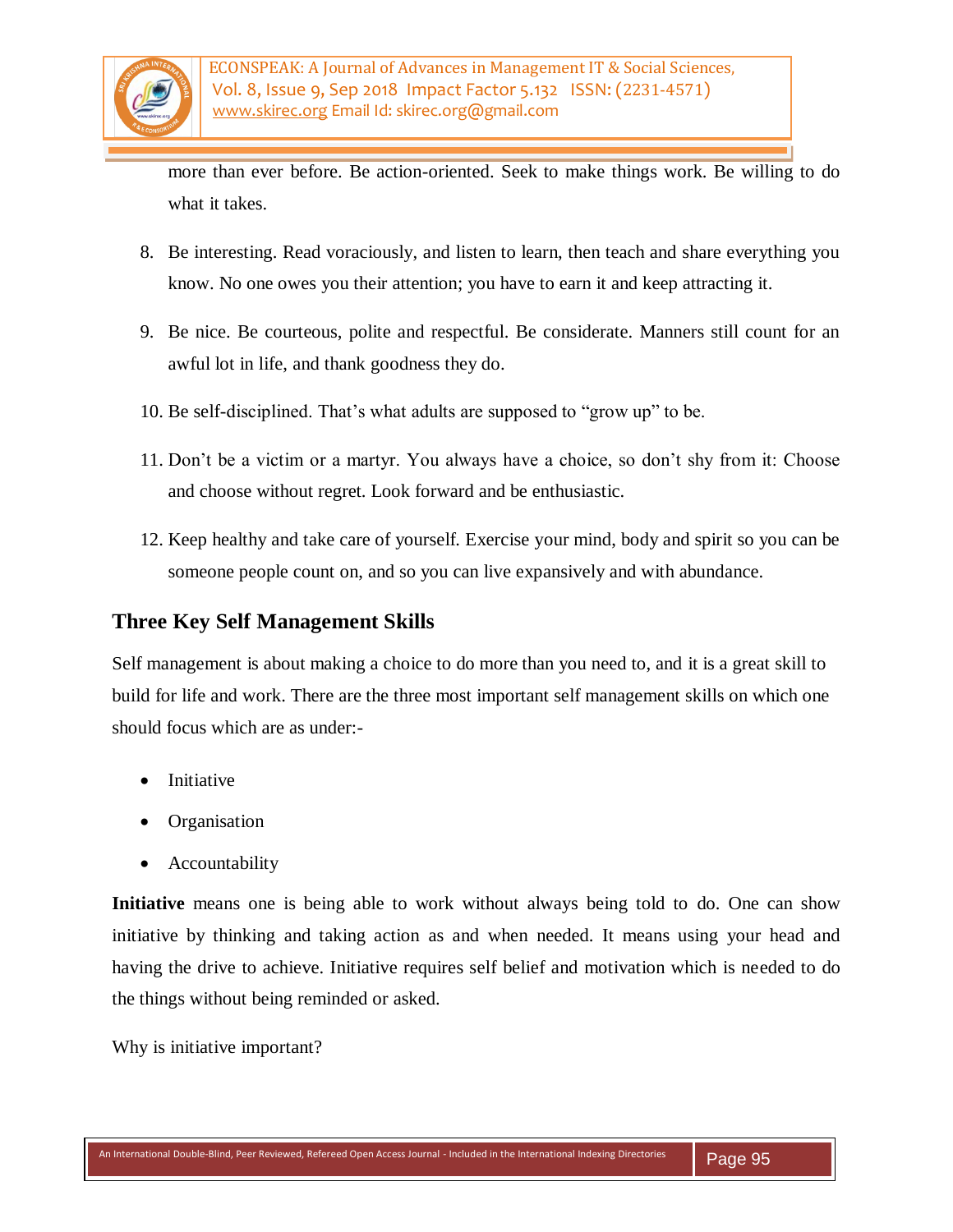more than ever before. Be action-oriented. Seek to make things work. Be willing to do what it takes.

8. Be interesting. Read voraciously, and listen to learn, then teach and share everything you know. No one owes you their attention; you have to earn it and keep attracting it.

9. Be nice. Be courteous, polite and respectful. Be considerate. Manners still count for an awful lot in life, and thank goodness they do.

10. Be self-disciplined. That's what adults are supposed to "grow up" to be.

11. Don't be a victim or a martyr. You always have a choice, so don't shy from it: Choose and choose without regret. Look forward and be enthusiastic.

12. Keep healthy and take care of yourself. Exercise your mind, body and spirit so you can be someone people count on, and so you can live expansively and with abundance.

## Three Key Self Management Skills

Self management is about making a choice to do more than you need to, and it is a great skill to build for life and work. There are the three most important self management skills on which one should focus which are as under:-

- Initiative
- Organisation
- Accountability

**Initiative** means one is being able to work without always being told to do. One can show initiative by thinking and taking action as and when needed. It means using your head and having the drive to achieve. Initiative requires self belief and motivation which is needed to do the things without being reminded or asked.

Why is initiative important?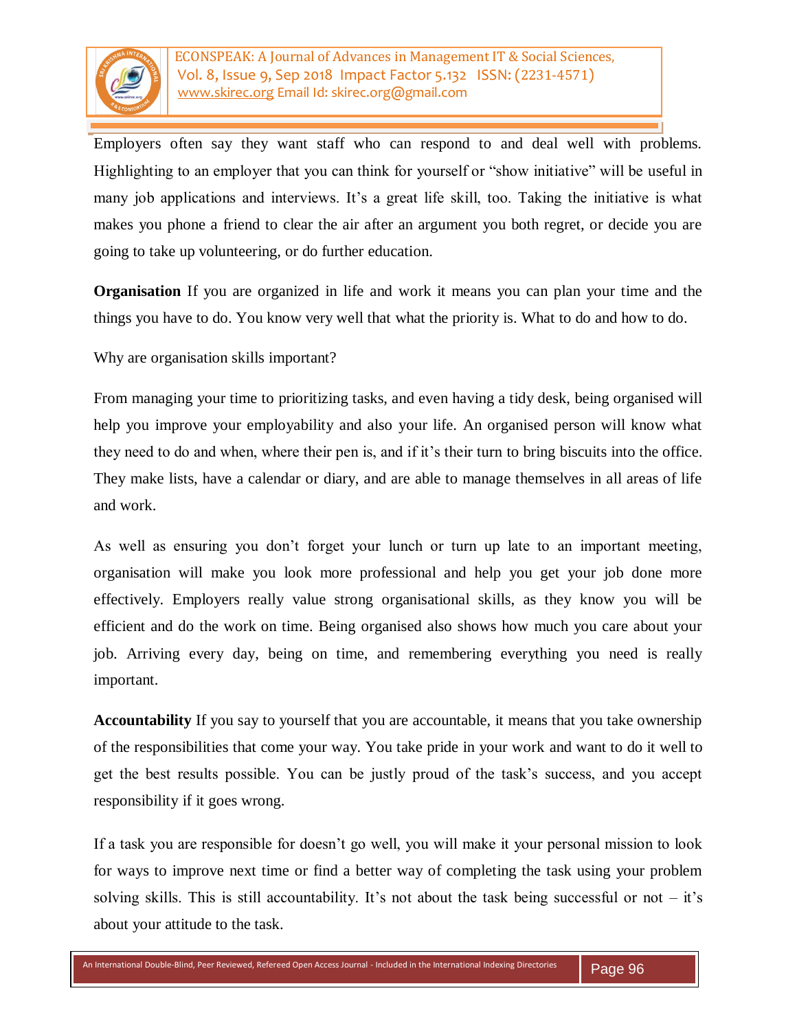Employers often say they want staff who can respond to and deal well with problems. Highlighting to an employer that you can think for yourself or "show initiative" will be useful in many job applications and interviews. It's a great life skill, too. Taking the initiative is what makes you phone a friend to clear the air after an argument you both regret, or decide you are going to take up volunteering, or do further education.

**Organisation** If you are organized in life and work it means you can plan your time and the things you have to do. You know very well that what the priority is. What to do and how to do.

Why are organisation skills important?

From managing your time to prioritizing tasks, and even having a tidy desk, being organised will help you improve your employability and also your life. An organised person will know what they need to do and when, where their pen is, and if it's their turn to bring biscuits into the office. They make lists, have a calendar or diary, and are able to manage themselves in all areas of life and work.

As well as ensuring you don't forget your lunch or turn up late to an important meeting, organisation will make you look more professional and help you get your job done more effectively. Employers really value strong organisational skills, as they know you will be efficient and do the work on time. Being organised also shows how much you care about your job. Arriving every day, being on time, and remembering everything you need is really important.

**Accountability** If you say to yourself that you are accountable, it means that you take ownership of the responsibilities that come your way. You take pride in your work and want to do it well to get the best results possible. You can be justly proud of the task's success, and you accept responsibility if it goes wrong.

If a task you are responsible for doesn't go well, you will make it your personal mission to look for ways to improve next time or find a better way of completing the task using your problem solving skills. This is still accountability. It's not about the task being successful or not – it's about your attitude to the task.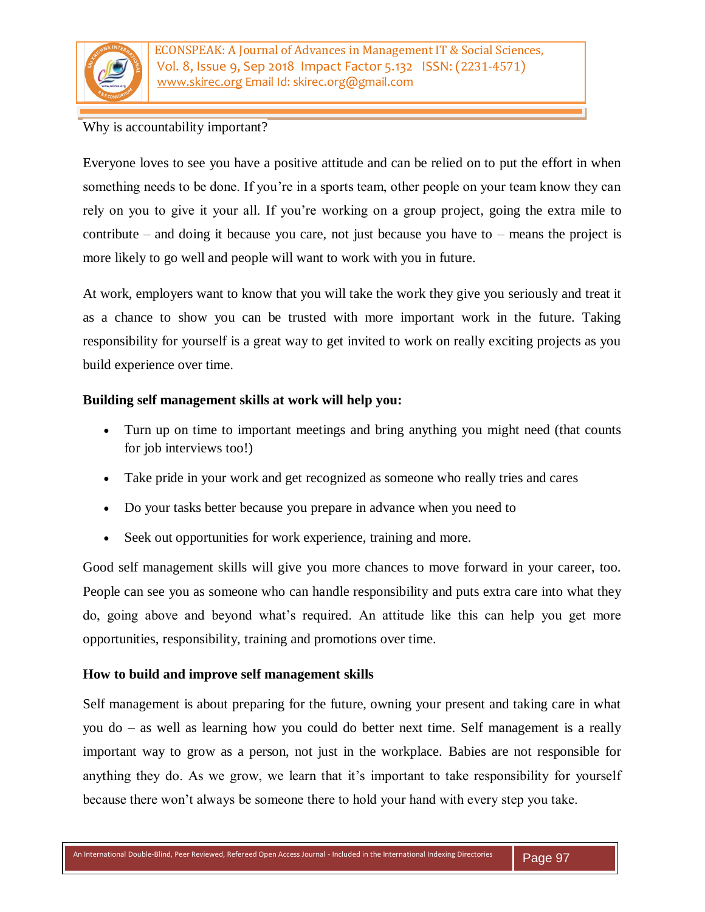Why is accountability important?

Everyone loves to see you have a positive attitude and can be relied on to put the effort in when something needs to be done. If you're in a sports team, other people on your team know they can rely on you to give it your all. If you're working on a group project, going the extra mile to contribute – and doing it because you care, not just because you have to – means the project is more likely to go well and people will want to work with you in future.

At work, employers want to know that you will take the work they give you seriously and treat it as a chance to show you can be trusted with more important work in the future. Taking responsibility for yourself is a great way to get invited to work on really exciting projects as you build experience over time.

**Building self management skills at work will help you:**

- Turn up on time to important meetings and bring anything you might need (that counts for job interviews too!)
- Take pride in your work and get recognized as someone who really tries and cares
- Do your tasks better because you prepare in advance when you need to
- Seek out opportunities for work experience, training and more.

Good self management skills will give you more chances to move forward in your career, too. People can see you as someone who can handle responsibility and puts extra care into what they do, going above and beyond what's required. An attitude like this can help you get more opportunities, responsibility, training and promotions over time.

**How to build and improve self management skills**

Self management is about preparing for the future, owning your present and taking care in what you do – as well as learning how you could do better next time. Self management is a really important way to grow as a person, not just in the workplace. Babies are not responsible for anything they do. As we grow, we learn that it's important to take responsibility for yourself because there won't always be someone there to hold your hand with every step you take.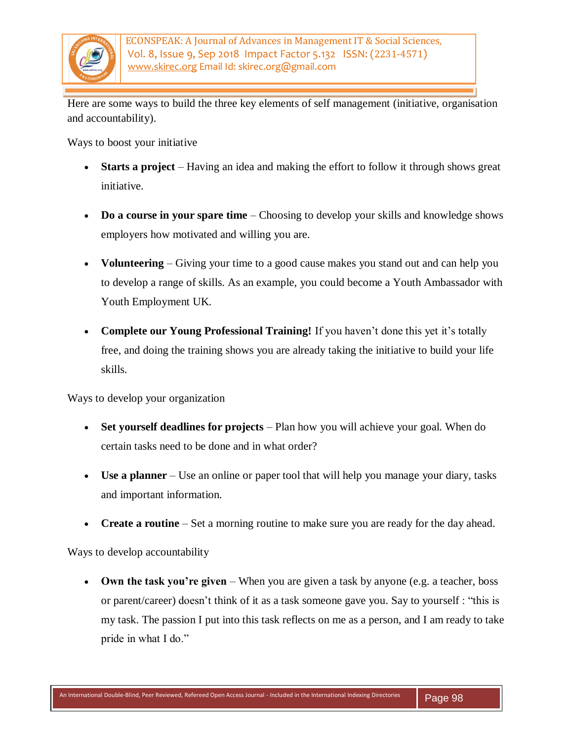Here are some ways to build the three key elements of self management (initiative, organisation and accountability).

Ways to boost your initiative

- **Starts a project** – Having an idea and making the effort to follow it through shows great initiative.
- **Do a course in your spare time** – Choosing to develop your skills and knowledge shows employers how motivated and willing you are.
- **Volunteering** – Giving your time to a good cause makes you stand out and can help you to develop a range of skills. As an example, you could become a Youth Ambassador with Youth Employment UK.
- **Complete our Young Professional Training!** If you haven't done this yet it's totally free, and doing the training shows you are already taking the initiative to build your life skills.

Ways to develop your organization

- **Set yourself deadlines for projects** – Plan how you will achieve your goal. When do certain tasks need to be done and in what order?
- **Use a planner** – Use an online or paper tool that will help you manage your diary, tasks and important information.
- **Create a routine** – Set a morning routine to make sure you are ready for the day ahead.

Ways to develop accountability

- **Own the task you're given** – When you are given a task by anyone (e.g. a teacher, boss or parent/career) doesn't think of it as a task someone gave you. Say to yourself : "this is my task. The passion I put into this task reflects on me as a person, and I am ready to take pride in what I do."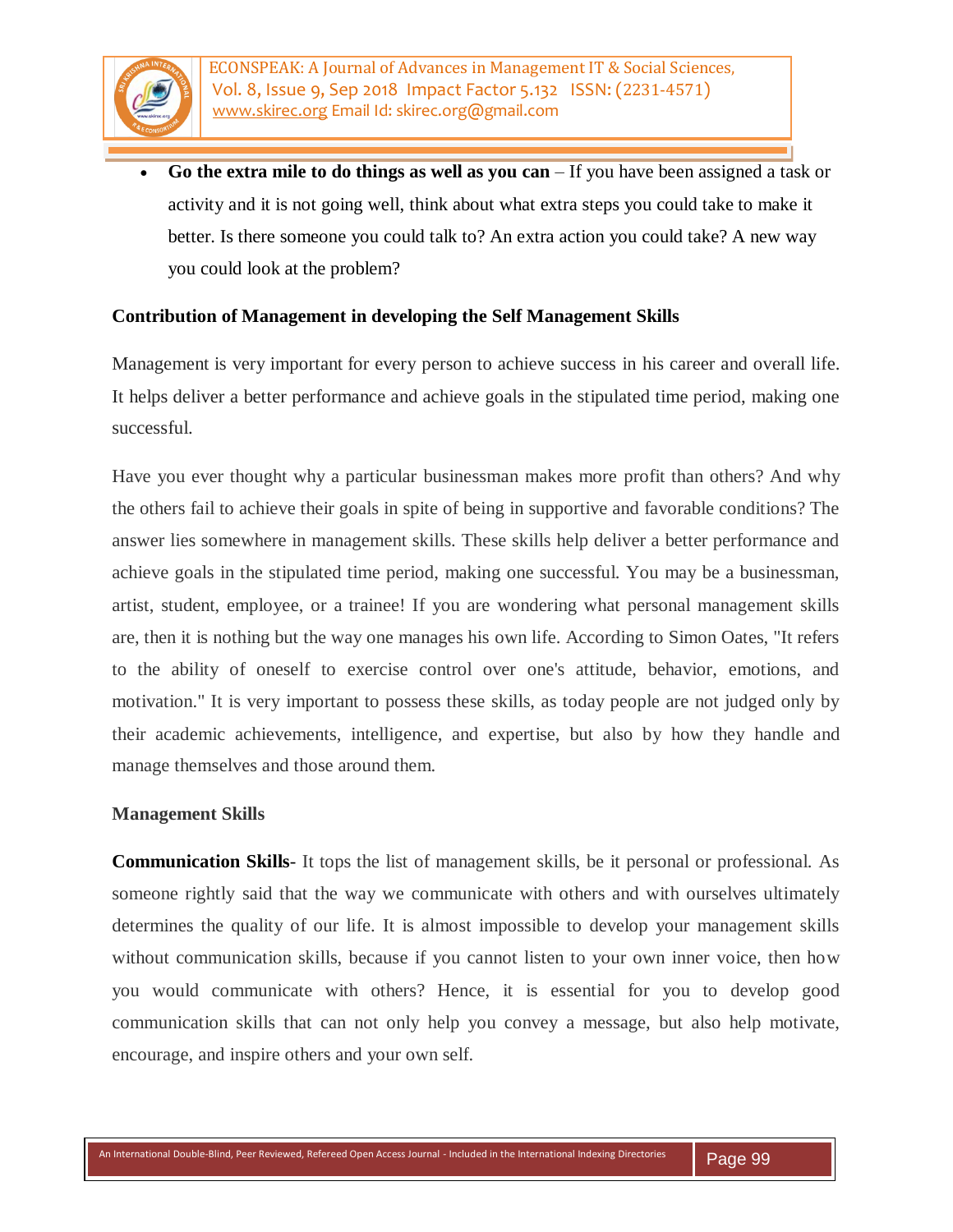- **Go the extra mile to do things as well as you can** – If you have been assigned a task or activity and it is not going well, think about what extra steps you could take to make it better. Is there someone you could talk to? An extra action you could take? A new way you could look at the problem?

**Contribution of Management in developing the Self Management Skills**

Management is very important for every person to achieve success in his career and overall life. It helps deliver a better performance and achieve goals in the stipulated time period, making one successful.

Have you ever thought why a particular businessman makes more profit than others? And why the others fail to achieve their goals in spite of being in supportive and favorable conditions? The answer lies somewhere in management skills. These skills help deliver a better performance and achieve goals in the stipulated time period, making one successful. You may be a businessman, artist, student, employee, or a trainee! If you are wondering what personal management skills are, then it is nothing but the way one manages his own life. According to Simon Oates, "It refers to the ability of oneself to exercise control over one's attitude, behavior, emotions, and motivation." It is very important to possess these skills, as today people are not judged only by their academic achievements, intelligence, and expertise, but also by how they handle and manage themselves and those around them.

**Management Skills**

**Communication Skills**- It tops the list of management skills, be it personal or professional. As someone rightly said that the way we communicate with others and with ourselves ultimately determines the quality of our life. It is almost impossible to develop your management skills without communication skills, because if you cannot listen to your own inner voice, then how you would communicate with others? Hence, it is essential for you to develop good communication skills that can not only help you convey a message, but also help motivate, encourage, and inspire others and your own self.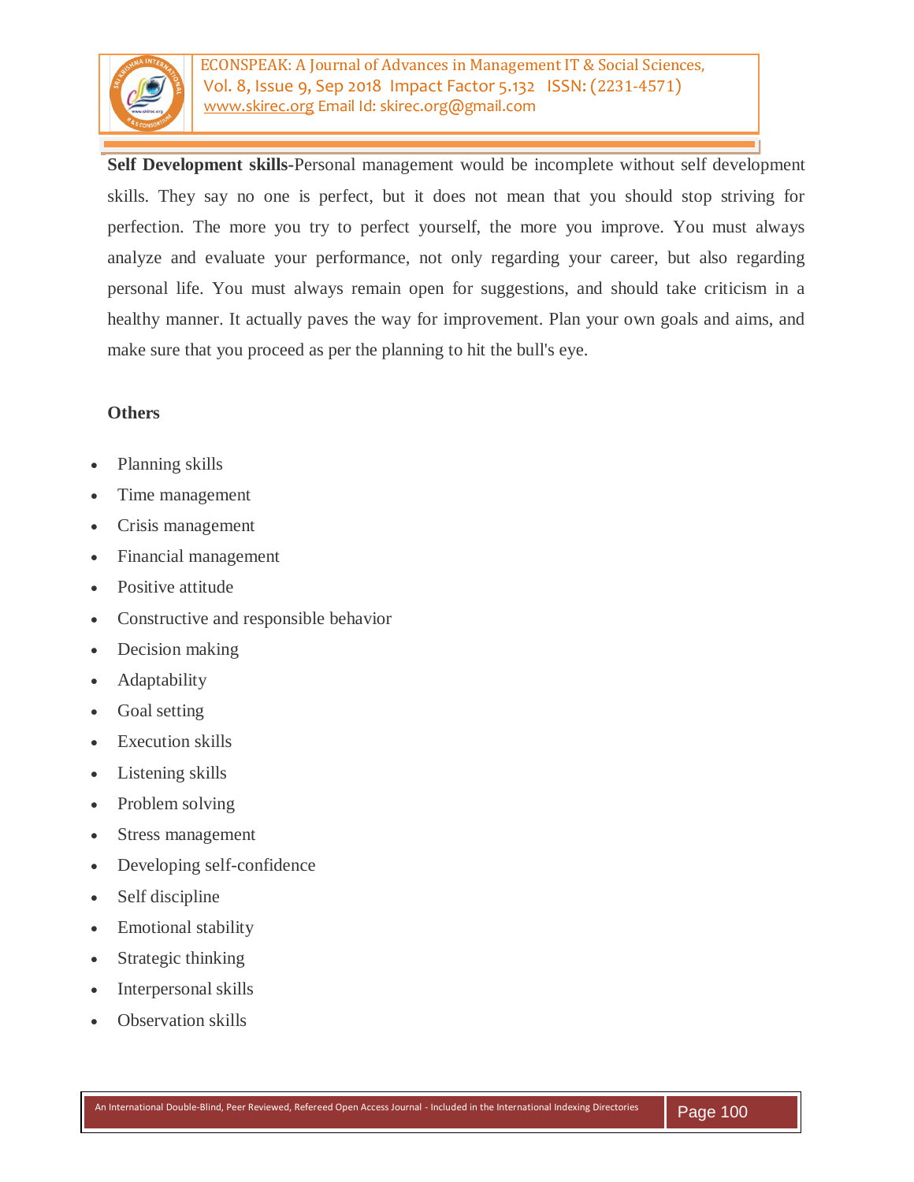**Self Development skills-**Personal management would be incomplete without self development skills. They say no one is perfect, but it does not mean that you should stop striving for perfection. The more you try to perfect yourself, the more you improve. You must always analyze and evaluate your performance, not only regarding your career, but also regarding personal life. You must always remain open for suggestions, and should take criticism in a healthy manner. It actually paves the way for improvement. Plan your own goals and aims, and make sure that you proceed as per the planning to hit the bull's eye.

**Others**

- Planning skills
- Time management
- Crisis management
- Financial management
- Positive attitude
- Constructive and responsible behavior
- Decision making
- Adaptability
- Goal setting
- Execution skills
- Listening skills
- Problem solving
- Stress management
- Developing self-confidence
- Self discipline
- Emotional stability
- Strategic thinking
- Interpersonal skills
- Observation skills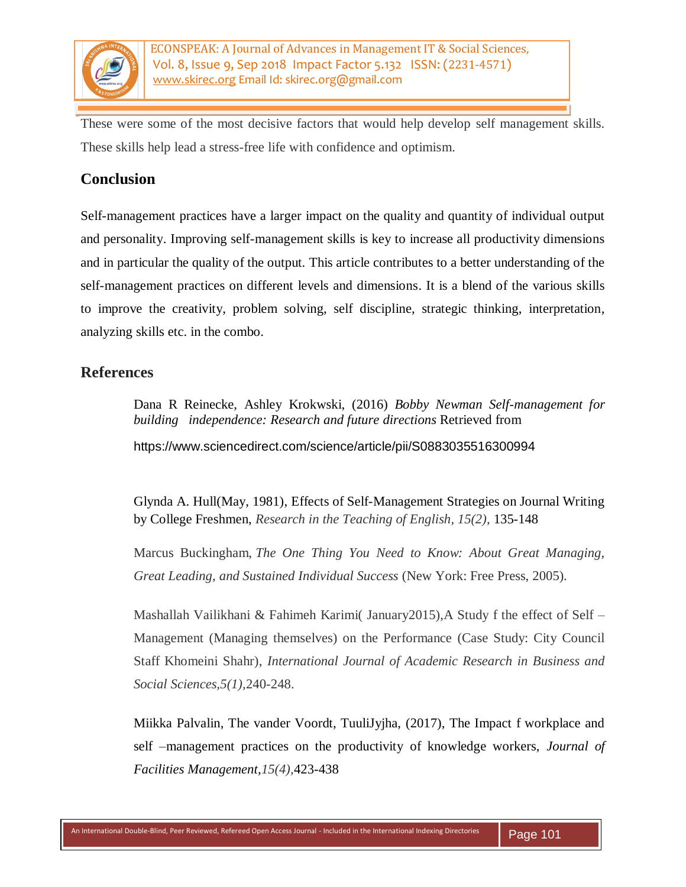These were some of the most decisive factors that would help develop self management skills. These skills help lead a stress-free life with confidence and optimism.

## Conclusion

Self-management practices have a larger impact on the quality and quantity of individual output and personality. Improving self-management skills is key to increase all productivity dimensions and in particular the quality of the output. This article contributes to a better understanding of the self-management practices on different levels and dimensions. It is a blend of the various skills to improve the creativity, problem solving, self discipline, strategic thinking, interpretation, analyzing skills etc. in the combo.

## References

Dana R Reinecke, Ashley Krokwski, (2016) *Bobby Newman Self-management for building independence: Research and future directions* Retrieved from https://www.sciencedirect.com/science/article/pii/S0883035516300994

Glynda A. Hull(May, 1981), Effects of Self-Management Strategies on Journal Writing by College Freshmen, *Research in the Teaching of English, 15(2),* 135-148

Marcus Buckingham, *The One Thing You Need to Know: About Great Managing, Great Leading, and Sustained Individual Success* (New York: Free Press, 2005).

Mashallah Vailikhani & Fahimeh Karimi( January2015),A Study f the effect of Self – Management (Managing themselves) on the Performance (Case Study: City Council Staff Khomeini Shahr), *International Journal of Academic Research in Business and Social Sciences,5(1),*240-248.

Miikka Palvalin, The vander Voordt, TuuliJyjha, (2017), The Impact f workplace and self –management practices on the productivity of knowledge workers, *Journal of Facilities Management,15(4),*423-438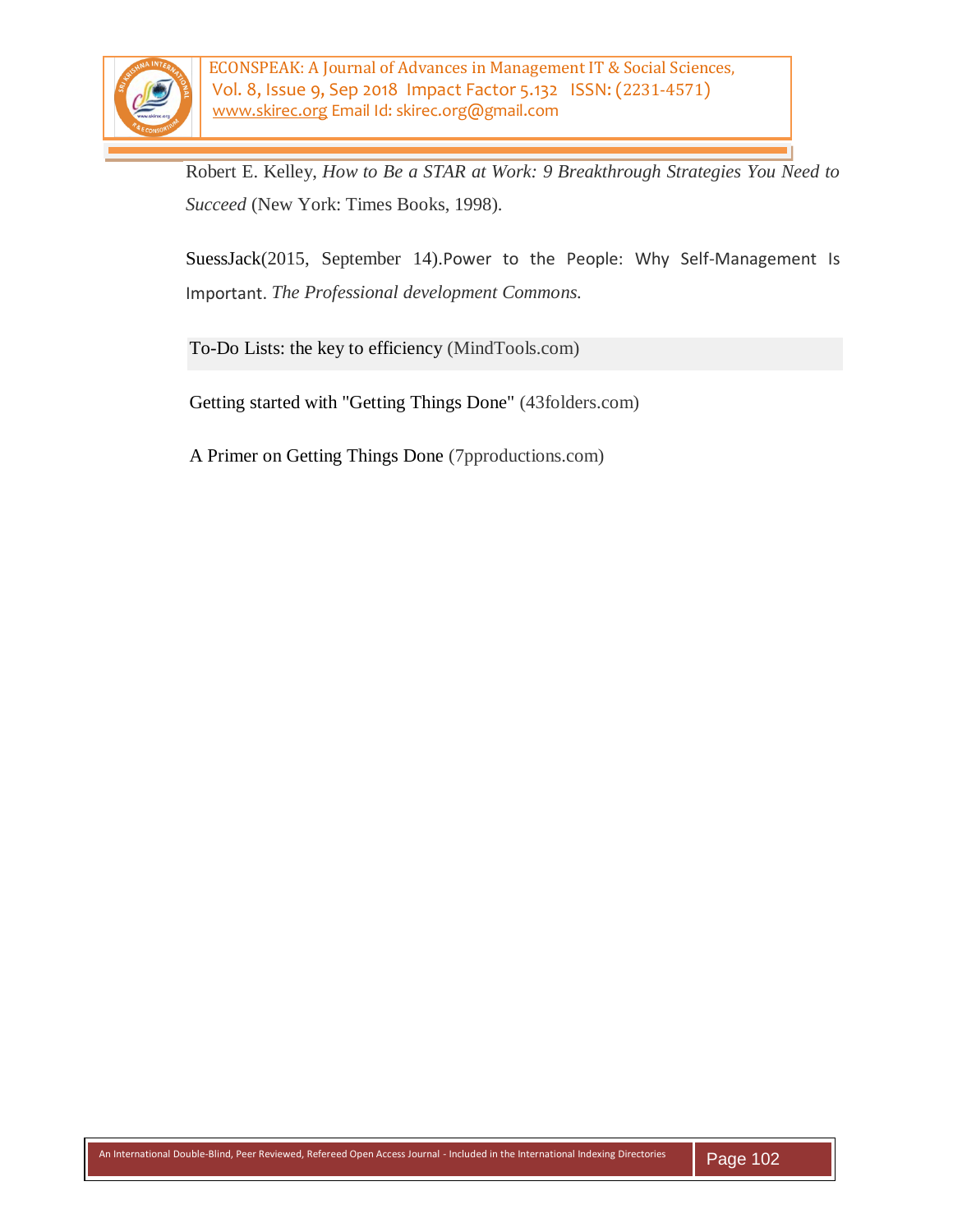Robert E. Kelley, *How to Be a STAR at Work: 9 Breakthrough Strategies You Need to Succeed* (New York: Times Books, 1998).

SuessJack(2015, September 14).Power to the People: Why Self-Management Is Important. *The Professional development Commons.*

To-Do Lists: the key to efficiency (MindTools.com)

Getting started with "Getting Things Done" (43folders.com)

A Primer on Getting Things Done (7pproductions.com)